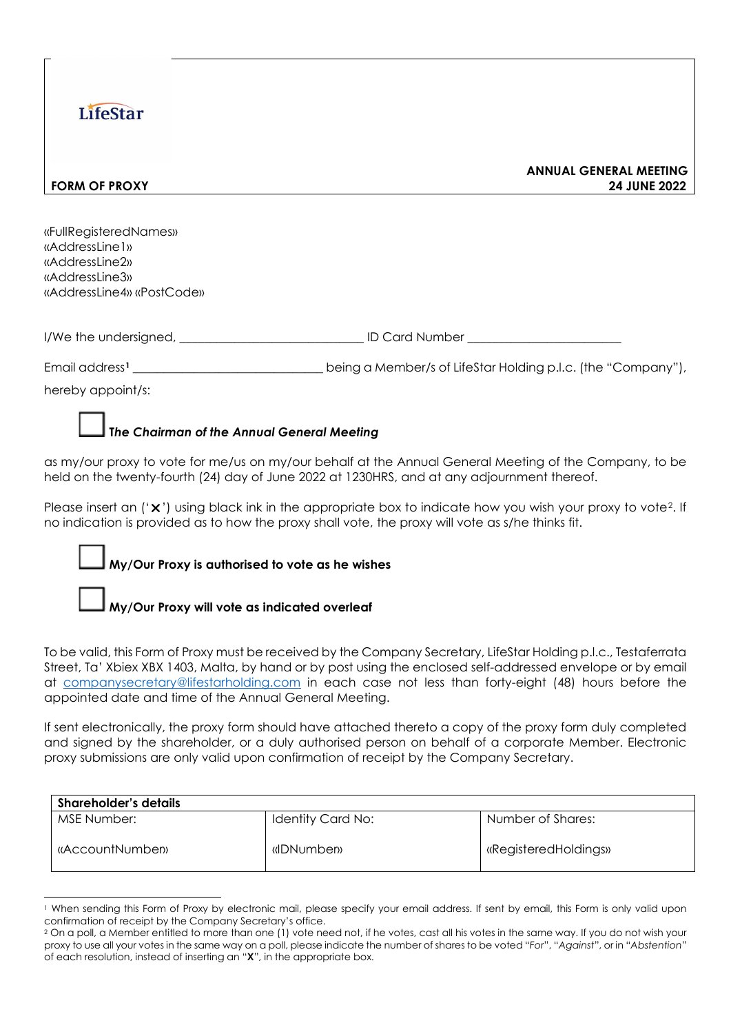LifeStar

**FORM OF PROXY**

**ANNUAL GENERAL MEETING**
**24 JUNE 2022**

«FullRegisteredNames»
«AddressLine1»
«AddressLine2»
«AddressLine3»
«AddressLine4» «PostCode»

I/We the undersigned, ____________________________ ID Card Number ________________________

Email address[1] ______________________________ being a Member/s of LifeStar Holding p.l.c. (the "Company"), hereby appoint/s:

☐ ***The Chairman of the Annual General Meeting***

as my/our proxy to vote for me/us on my/our behalf at the Annual General Meeting of the Company, to be held on the twenty-fourth (24) day of June 2022 at 1230HRS, and at any adjournment thereof.

Please insert an ('✕') using black ink in the appropriate box to indicate how you wish your proxy to vote[2]. If no indication is provided as to how the proxy shall vote, the proxy will vote as s/he thinks fit.

☐ **My/Our Proxy is authorised to vote as he wishes**

☐ **My/Our Proxy will vote as indicated overleaf**

To be valid, this Form of Proxy must be received by the Company Secretary, LifeStar Holding p.l.c., Testaferrata Street, Ta' Xbiex XBX 1403, Malta, by hand or by post using the enclosed self-addressed envelope or by email at companysecretary@lifestarholding.com in each case not less than forty-eight (48) hours before the appointed date and time of the Annual General Meeting.

If sent electronically, the proxy form should have attached thereto a copy of the proxy form duly completed and signed by the shareholder, or a duly authorised person on behalf of a corporate Member. Electronic proxy submissions are only valid upon confirmation of receipt by the Company Secretary.

| **Shareholder's details** | | |
|---|---|---|
| MSE Number: | Identity Card No: | Number of Shares: |
| «AccountNumber» | «IDNumber» | «RegisteredHoldings» |

[1] When sending this Form of Proxy by electronic mail, please specify your email address. If sent by email, this Form is only valid upon confirmation of receipt by the Company Secretary's office.

[2] On a poll, a Member entitled to more than one (1) vote need not, if he votes, cast all his votes in the same way. If you do not wish your proxy to use all your votes in the same way on a poll, please indicate the number of shares to be voted "*For*", "*Against*", or in "*Abstention*" of each resolution, instead of inserting an "**X**", in the appropriate box.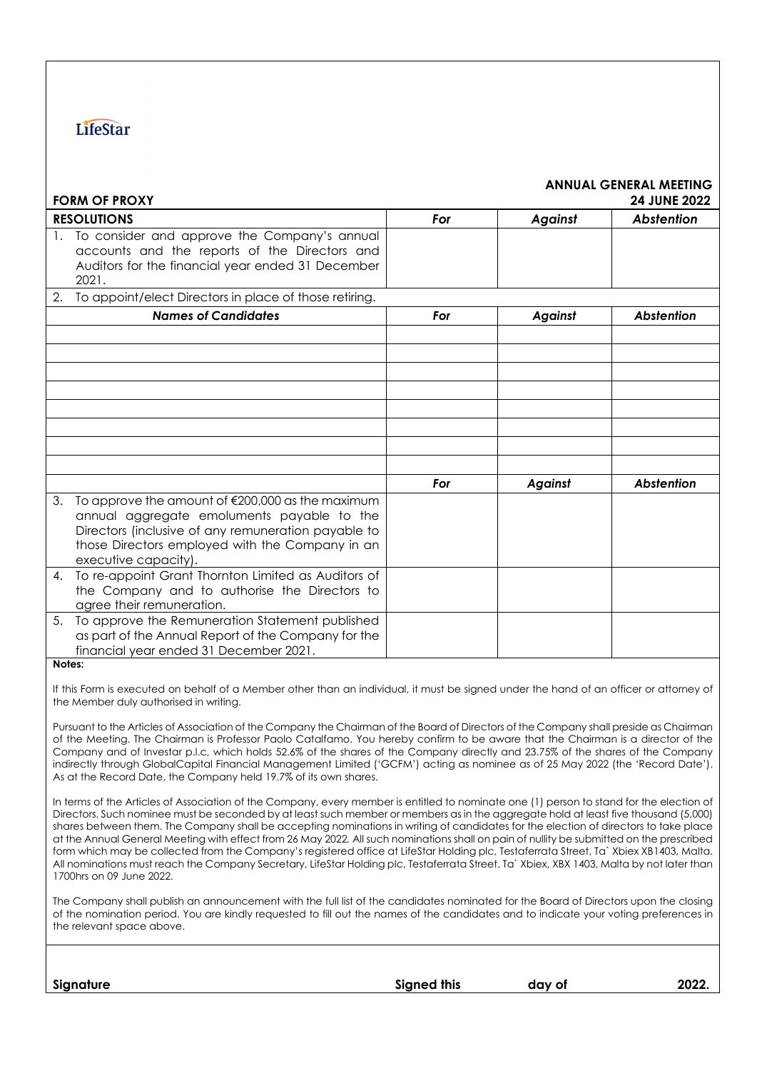LifeStar

**ANNUAL GENERAL MEETING**

**FORM OF PROXY** **24 JUNE 2022**

| RESOLUTIONS | *For* | *Against* | *Abstention* |
|---|---|---|---|
| 1. To consider and approve the Company's annual accounts and the reports of the Directors and Auditors for the financial year ended 31 December 2021. | | | |
| 2. To appoint/elect Directors in place of those retiring. | | | |
| ***Names of Candidates*** | ***For*** | ***Against*** | ***Abstention*** |
| | | | |
| | | | |
| | | | |
| | | | |
| | | | |
| | | | |
| | | | |
| | | | |
| | ***For*** | ***Against*** | ***Abstention*** |
| 3. To approve the amount of €200,000 as the maximum annual aggregate emoluments payable to the Directors (inclusive of any remuneration payable to those Directors employed with the Company in an executive capacity). | | | |
| 4. To re-appoint Grant Thornton Limited as Auditors of the Company and to authorise the Directors to agree their remuneration. | | | |
| 5. To approve the Remuneration Statement published as part of the Annual Report of the Company for the financial year ended 31 December 2021. | | | |

**Notes:**

If this Form is executed on behalf of a Member other than an individual, it must be signed under the hand of an officer or attorney of the Member duly authorised in writing.

Pursuant to the Articles of Association of the Company the Chairman of the Board of Directors of the Company shall preside as Chairman of the Meeting. The Chairman is Professor Paolo Catalfamo. You hereby confirm to be aware that the Chairman is a director of the Company and of Investar p.l.c, which holds 52.6% of the shares of the Company directly and 23.75% of the shares of the Company indirectly through GlobalCapital Financial Management Limited ('GCFM') acting as nominee as of 25 May 2022 (the 'Record Date'). As at the Record Date, the Company held 19.7% of its own shares.

In terms of the Articles of Association of the Company, every member is entitled to nominate one (1) person to stand for the election of Directors. Such nominee must be seconded by at least such member or members as in the aggregate hold at least five thousand (5,000) shares between them. The Company shall be accepting nominations in writing of candidates for the election of directors to take place at the Annual General Meeting with effect from 26 May 2022. All such nominations shall on pain of nullity be submitted on the prescribed form which may be collected from the Company's registered office at LifeStar Holding plc, Testaferrata Street, Ta` Xbiex XB1403, Malta. All nominations must reach the Company Secretary, LifeStar Holding plc, Testaferrata Street, Ta` Xbiex, XBX 1403, Malta by not later than 1700hrs on 09 June 2022.

The Company shall publish an announcement with the full list of the candidates nominated for the Board of Directors upon the closing of the nomination period. You are kindly requested to fill out the names of the candidates and to indicate your voting preferences in the relevant space above.

**Signature** **Signed this** **day of** **2022.**